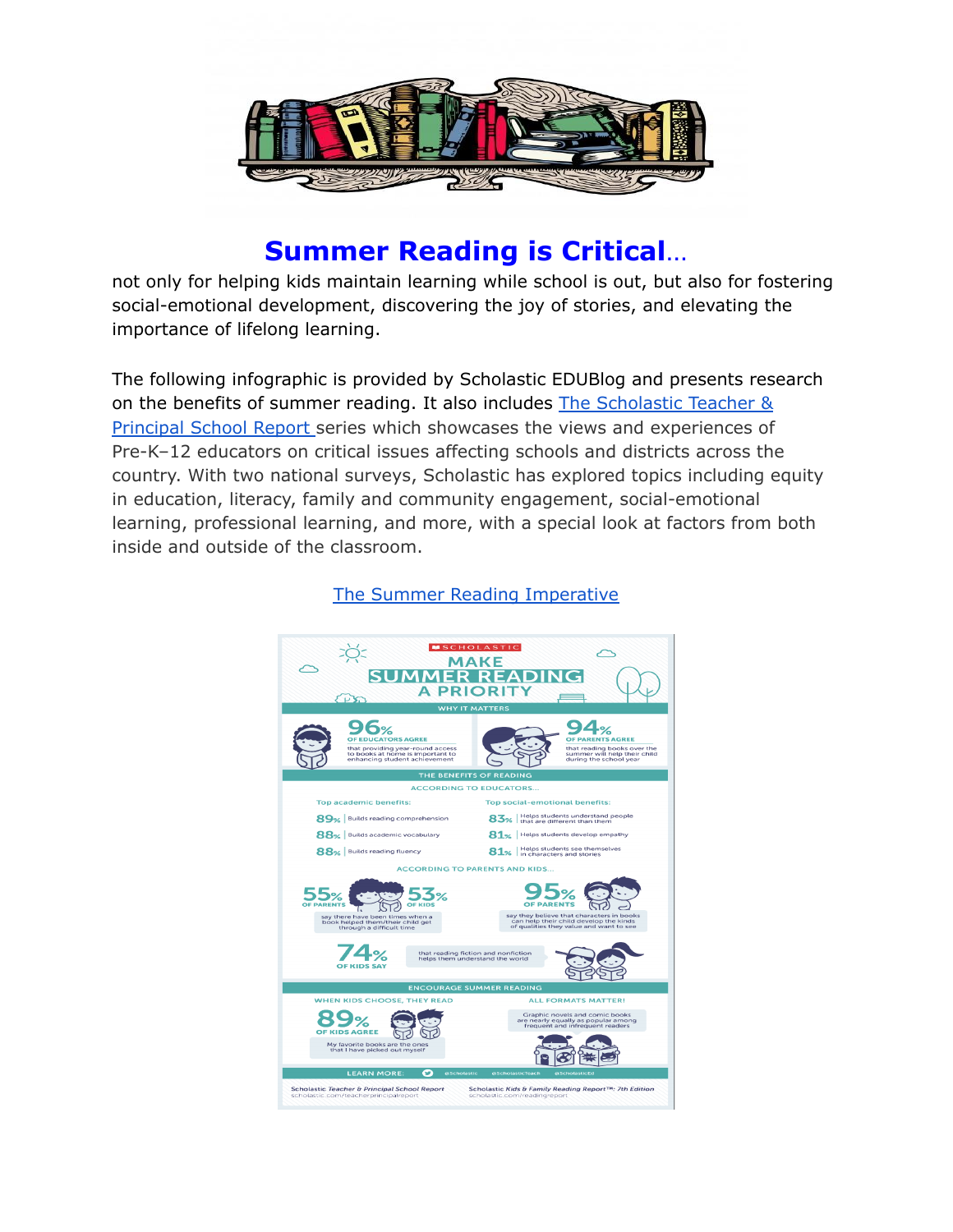# Summer Reading is Critical...

not only for helping kids maintain learning while school is out, but also for fostering social-emotional development, discovering the joy of stories, and elevating the importance of lifelong learning.

The following infographic is provided by Scholastic EDUBlog and presents research on the benefits of summer reading. It also includes The Scholastic Teacher & Principal School Report series which showcases the views and experiences of Pre-K–12 educators on critical issues affecting schools and districts across the country. With two national surveys, Scholastic has explored topics including equity in education, literacy, family and community engagement, social-emotional learning, professional learning, and more, with a special look at factors from both inside and outside of the classroom.

The Summer Reading Imperative

SCHOLASTIC

## MAKE SUMMER READING A PRIORITY

### WHY IT MATTERS

**96%** OF EDUCATORS AGREE that providing year-round access to books at home is important to enhancing student achievement

**94%** OF PARENTS AGREE that reading books over the summer will help their child during the school year

### THE BENEFITS OF READING

ACCORDING TO EDUCATORS...

Top academic benefits:

- 89% | Builds reading comprehension
- 88% | Builds academic vocabulary
- 88% | Builds reading fluency

Top social-emotional benefits:

- 83% | Helps students understand people that are different than them
- 81% | Helps students develop empathy
- 81% | Helps students see themselves in characters and stories

ACCORDING TO PARENTS AND KIDS...

**55%** OF PARENTS **53%** OF KIDS say there have been times when a book helped them/their child get through a difficult time

**95%** OF PARENTS say they believe that characters in books can help their child develop the kinds of qualities they value and want to see

**74%** OF KIDS SAY that reading fiction and nonfiction helps them understand the world

### ENCOURAGE SUMMER READING

WHEN KIDS CHOOSE, THEY READ

**89%** OF KIDS AGREE "My favorite books are the ones that I have picked out myself"

ALL FORMATS MATTER!

Graphic novels and comic books are nearly equally as popular among frequent and infrequent readers

LEARN MORE: @Scholastic @ScholasticTeach @ScholasticEd

*Scholastic Teacher & Principal School Report* scholastic.com/teacherprincipalreport

*Scholastic Kids & Family Reading Report™: 7th Edition* scholastic.com/readingreport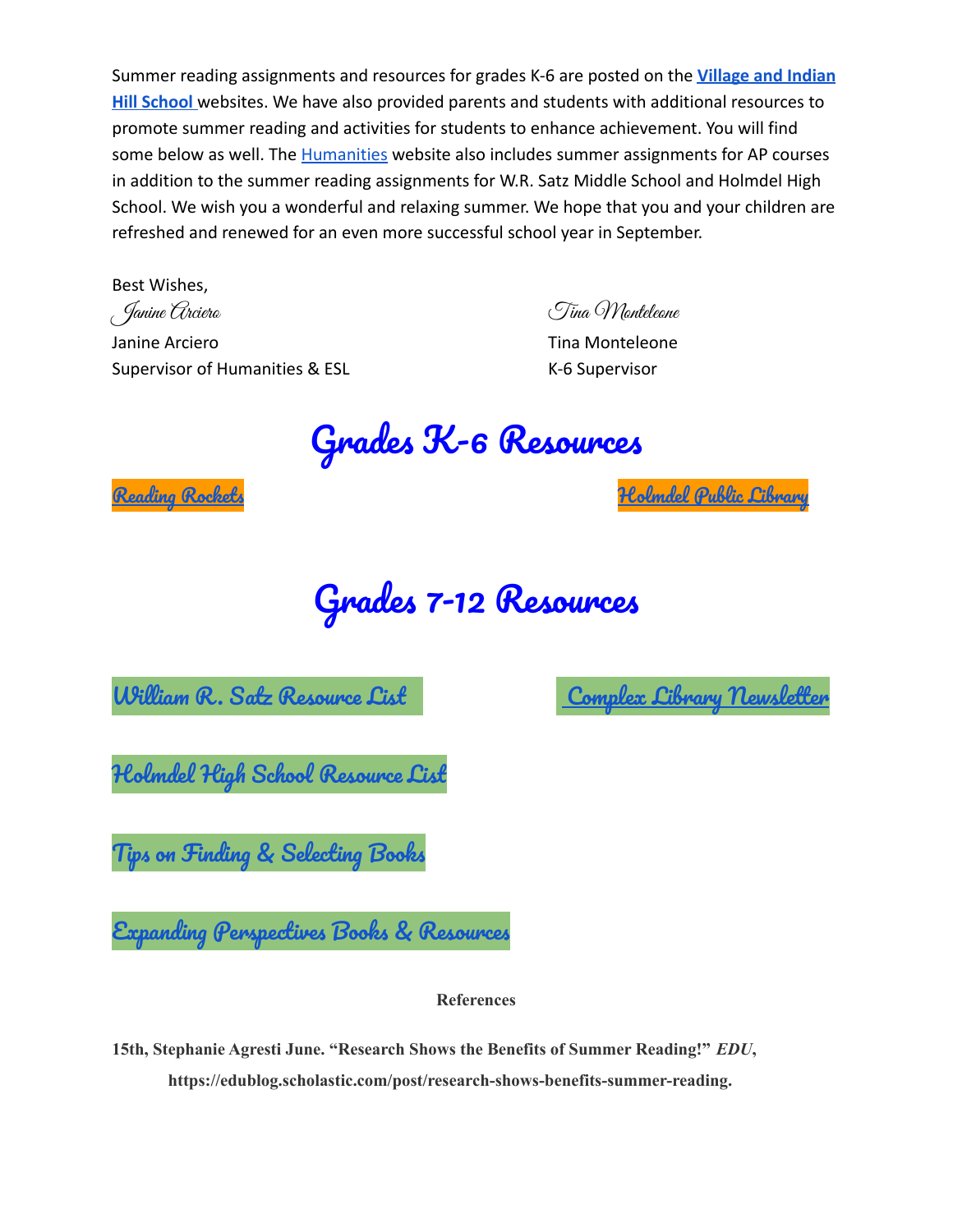Summer reading assignments and resources for grades K-6 are posted on the **Village and Indian Hill School** websites. We have also provided parents and students with additional resources to promote summer reading and activities for students to enhance achievement. You will find some below as well. The Humanities website also includes summer assignments for AP courses in addition to the summer reading assignments for W.R. Satz Middle School and Holmdel High School. We wish you a wonderful and relaxing summer. We hope that you and your children are refreshed and renewed for an even more successful school year in September.

Best Wishes,

*Janine Arciero*
Janine Arciero
Supervisor of Humanities & ESL

*Tina Monteleone*
Tina Monteleone
K-6 Supervisor

# Grades K-6 Resources

Reading Rockets

Holmdel Public Library

# Grades 7-12 Resources

William R. Satz Resource List

Complex Library Newsletter

Holmdel High School Resource List

Tips on Finding & Selecting Books

Expanding Perspectives Books & Resources

**References**

**15th, Stephanie Agresti June. "Research Shows the Benefits of Summer Reading!"** ***EDU*****, https://edublog.scholastic.com/post/research-shows-benefits-summer-reading.**